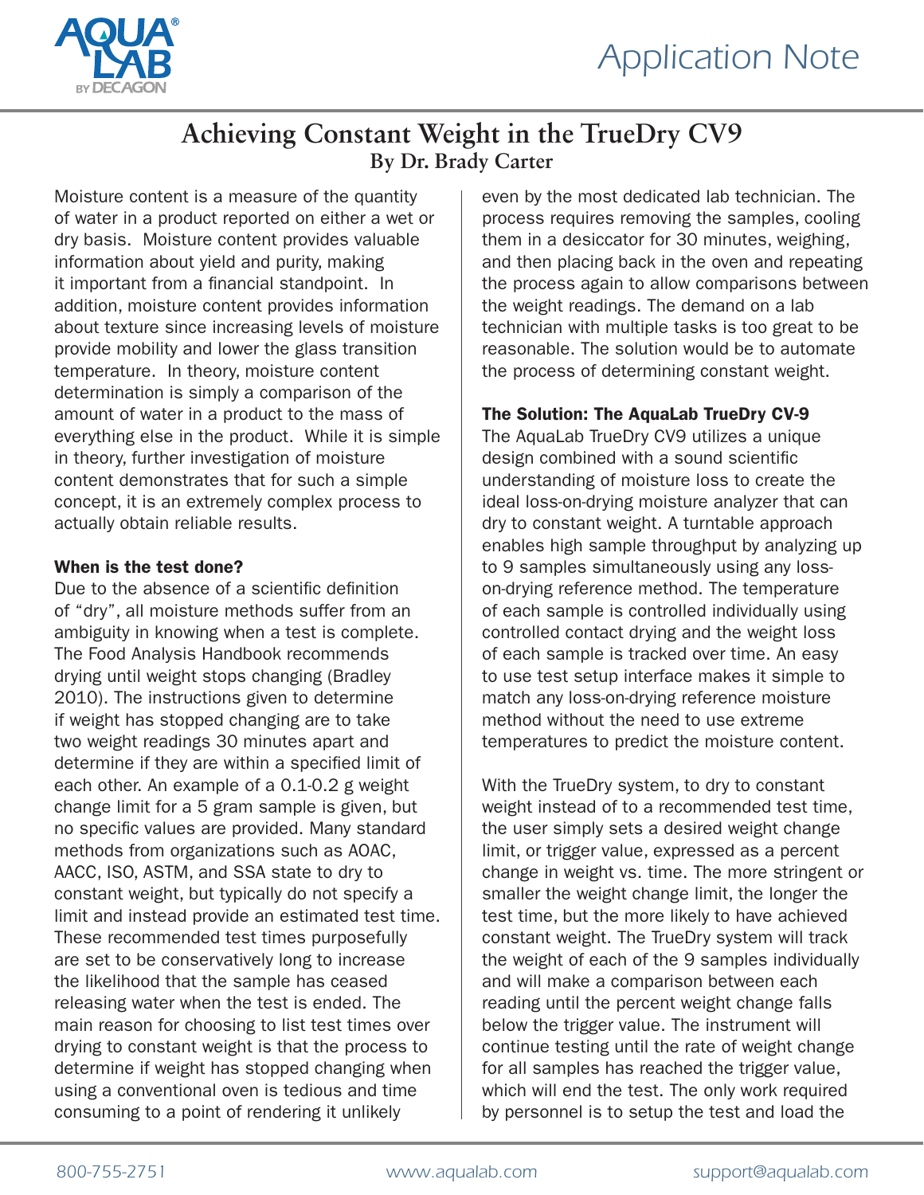# Achieving Constant Weight in the TrueDry CV9

**By Dr. Brady Carter**

Moisture content is a measure of the quantity of water in a product reported on either a wet or dry basis. Moisture content provides valuable information about yield and purity, making it important from a financial standpoint. In addition, moisture content provides information about texture since increasing levels of moisture provide mobility and lower the glass transition temperature. In theory, moisture content determination is simply a comparison of the amount of water in a product to the mass of everything else in the product. While it is simple in theory, further investigation of moisture content demonstrates that for such a simple concept, it is an extremely complex process to actually obtain reliable results.

### When is the test done?

Due to the absence of a scientific definition of "dry", all moisture methods suffer from an ambiguity in knowing when a test is complete. The Food Analysis Handbook recommends drying until weight stops changing (Bradley 2010). The instructions given to determine if weight has stopped changing are to take two weight readings 30 minutes apart and determine if they are within a specified limit of each other. An example of a 0.1-0.2 g weight change limit for a 5 gram sample is given, but no specific values are provided. Many standard methods from organizations such as AOAC, AACC, ISO, ASTM, and SSA state to dry to constant weight, but typically do not specify a limit and instead provide an estimated test time. These recommended test times purposefully are set to be conservatively long to increase the likelihood that the sample has ceased releasing water when the test is ended. The main reason for choosing to list test times over drying to constant weight is that the process to determine if weight has stopped changing when using a conventional oven is tedious and time consuming to a point of rendering it unlikely even by the most dedicated lab technician. The process requires removing the samples, cooling them in a desiccator for 30 minutes, weighing, and then placing back in the oven and repeating the process again to allow comparisons between the weight readings. The demand on a lab technician with multiple tasks is too great to be reasonable. The solution would be to automate the process of determining constant weight.

### The Solution: The AquaLab TrueDry CV-9

The AquaLab TrueDry CV9 utilizes a unique design combined with a sound scientific understanding of moisture loss to create the ideal loss-on-drying moisture analyzer that can dry to constant weight. A turntable approach enables high sample throughput by analyzing up to 9 samples simultaneously using any loss-on-drying reference method. The temperature of each sample is controlled individually using controlled contact drying and the weight loss of each sample is tracked over time. An easy to use test setup interface makes it simple to match any loss-on-drying reference moisture method without the need to use extreme temperatures to predict the moisture content.

With the TrueDry system, to dry to constant weight instead of to a recommended test time, the user simply sets a desired weight change limit, or trigger value, expressed as a percent change in weight vs. time. The more stringent or smaller the weight change limit, the longer the test time, but the more likely to have achieved constant weight. The TrueDry system will track the weight of each of the 9 samples individually and will make a comparison between each reading until the percent weight change falls below the trigger value. The instrument will continue testing until the rate of weight change for all samples has reached the trigger value, which will end the test. The only work required by personnel is to setup the test and load the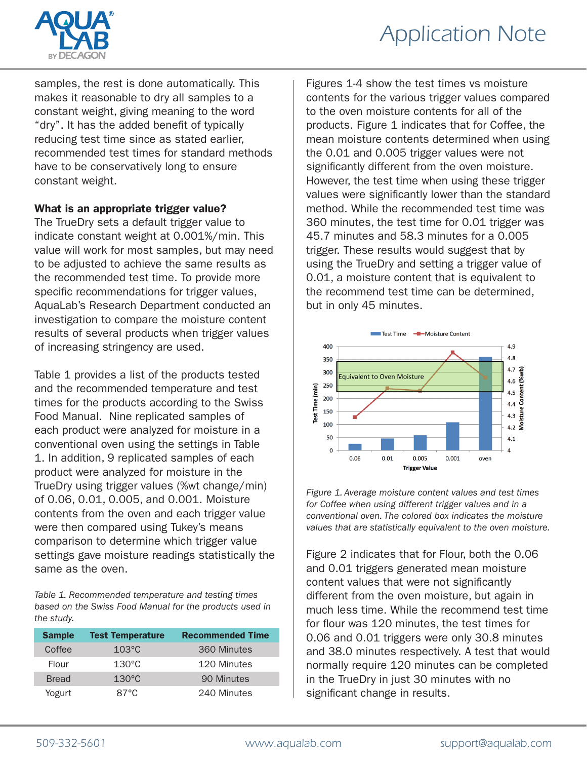samples, the rest is done automatically. This makes it reasonable to dry all samples to a constant weight, giving meaning to the word “dry”. It has the added benefit of typically reducing test time since as stated earlier, recommended test times for standard methods have to be conservatively long to ensure constant weight.

**What is an appropriate trigger value?**

The TrueDry sets a default trigger value to indicate constant weight at 0.001%/min. This value will work for most samples, but may need to be adjusted to achieve the same results as the recommended test time. To provide more specific recommendations for trigger values, AquaLab’s Research Department conducted an investigation to compare the moisture content results of several products when trigger values of increasing stringency are used.

Table 1 provides a list of the products tested and the recommended temperature and test times for the products according to the Swiss Food Manual. Nine replicated samples of each product were analyzed for moisture in a conventional oven using the settings in Table 1. In addition, 9 replicated samples of each product were analyzed for moisture in the TrueDry using trigger values (%wt change/min) of 0.06, 0.01, 0.005, and 0.001. Moisture contents from the oven and each trigger value were then compared using Tukey’s means comparison to determine which trigger value settings gave moisture readings statistically the same as the oven.

*Table 1. Recommended temperature and testing times based on the Swiss Food Manual for the products used in the study.*

| Sample | Test Temperature | Recommended Time |
|---|---|---|
| Coffee | 103°C | 360 Minutes |
| Flour | 130°C | 120 Minutes |
| Bread | 130°C | 90 Minutes |
| Yogurt | 87°C | 240 Minutes |

Figures 1-4 show the test times vs moisture contents for the various trigger values compared to the oven moisture contents for all of the products. Figure 1 indicates that for Coffee, the mean moisture contents determined when using the 0.01 and 0.005 trigger values were not significantly different from the oven moisture. However, the test time when using these trigger values were significantly lower than the standard method. While the recommended test time was 360 minutes, the test time for 0.01 trigger was 45.7 minutes and 58.3 minutes for a 0.005 trigger. These results would suggest that by using the TrueDry and setting a trigger value of 0.01, a moisture content that is equivalent to the recommend test time can be determined, but in only 45 minutes.

*Figure 1. Average moisture content values and test times for Coffee when using different trigger values and in a conventional oven. The colored box indicates the moisture values that are statistically equivalent to the oven moisture.*

Figure 2 indicates that for Flour, both the 0.06 and 0.01 triggers generated mean moisture content values that were not significantly different from the oven moisture, but again in much less time. While the recommend test time for flour was 120 minutes, the test times for 0.06 and 0.01 triggers were only 30.8 minutes and 38.0 minutes respectively. A test that would normally require 120 minutes can be completed in the TrueDry in just 30 minutes with no significant change in results.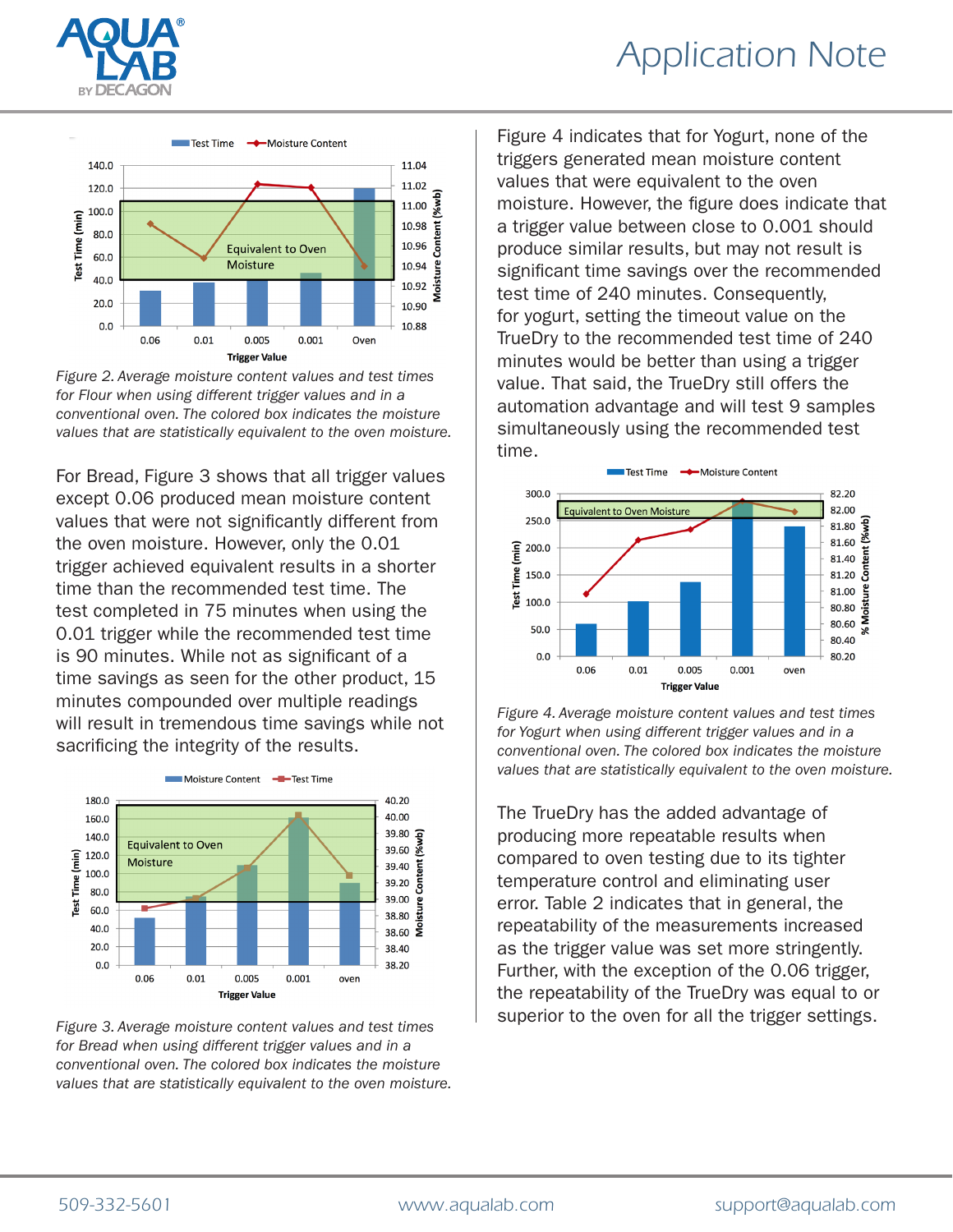*Figure 2. Average moisture content values and test times for Flour when using different trigger values and in a conventional oven. The colored box indicates the moisture values that are statistically equivalent to the oven moisture.*

For Bread, Figure 3 shows that all trigger values except 0.06 produced mean moisture content values that were not significantly different from the oven moisture. However, only the 0.01 trigger achieved equivalent results in a shorter time than the recommended test time. The test completed in 75 minutes when using the 0.01 trigger while the recommended test time is 90 minutes. While not as significant of a time savings as seen for the other product, 15 minutes compounded over multiple readings will result in tremendous time savings while not sacrificing the integrity of the results.

*Figure 3. Average moisture content values and test times for Bread when using different trigger values and in a conventional oven. The colored box indicates the moisture values that are statistically equivalent to the oven moisture.*

Figure 4 indicates that for Yogurt, none of the triggers generated mean moisture content values that were equivalent to the oven moisture. However, the figure does indicate that a trigger value between close to 0.001 should produce similar results, but may not result is significant time savings over the recommended test time of 240 minutes. Consequently, for yogurt, setting the timeout value on the TrueDry to the recommended test time of 240 minutes would be better than using a trigger value. That said, the TrueDry still offers the automation advantage and will test 9 samples simultaneously using the recommended test time.

*Figure 4. Average moisture content values and test times for Yogurt when using different trigger values and in a conventional oven. The colored box indicates the moisture values that are statistically equivalent to the oven moisture.*

The TrueDry has the added advantage of producing more repeatable results when compared to oven testing due to its tighter temperature control and eliminating user error. Table 2 indicates that in general, the repeatability of the measurements increased as the trigger value was set more stringently. Further, with the exception of the 0.06 trigger, the repeatability of the TrueDry was equal to or superior to the oven for all the trigger settings.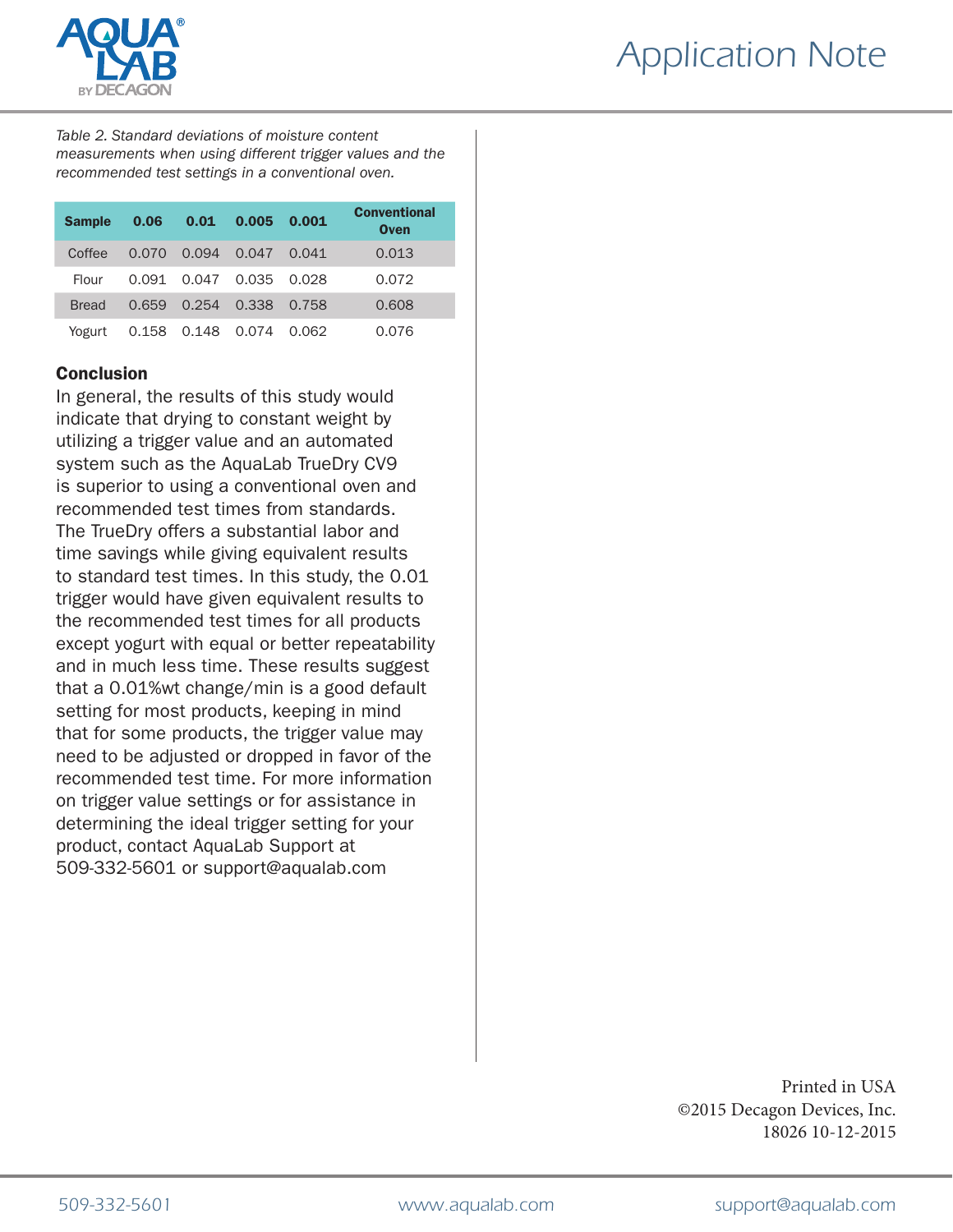*Table 2. Standard deviations of moisture content measurements when using different trigger values and the recommended test settings in a conventional oven.*

| Sample | 0.06 | 0.01 | 0.005 | 0.001 | Conventional Oven |
|---|---|---|---|---|---|
| Coffee | 0.070 | 0.094 | 0.047 | 0.041 | 0.013 |
| Flour | 0.091 | 0.047 | 0.035 | 0.028 | 0.072 |
| Bread | 0.659 | 0.254 | 0.338 | 0.758 | 0.608 |
| Yogurt | 0.158 | 0.148 | 0.074 | 0.062 | 0.076 |

## Conclusion

In general, the results of this study would indicate that drying to constant weight by utilizing a trigger value and an automated system such as the AquaLab TrueDry CV9 is superior to using a conventional oven and recommended test times from standards. The TrueDry offers a substantial labor and time savings while giving equivalent results to standard test times. In this study, the 0.01 trigger would have given equivalent results to the recommended test times for all products except yogurt with equal or better repeatability and in much less time. These results suggest that a 0.01%wt change/min is a good default setting for most products, keeping in mind that for some products, the trigger value may need to be adjusted or dropped in favor of the recommended test time. For more information on trigger value settings or for assistance in determining the ideal trigger setting for your product, contact AquaLab Support at 509-332-5601 or support@aqualab.com

Printed in USA
©2015 Decagon Devices, Inc.
18026 10-12-2015